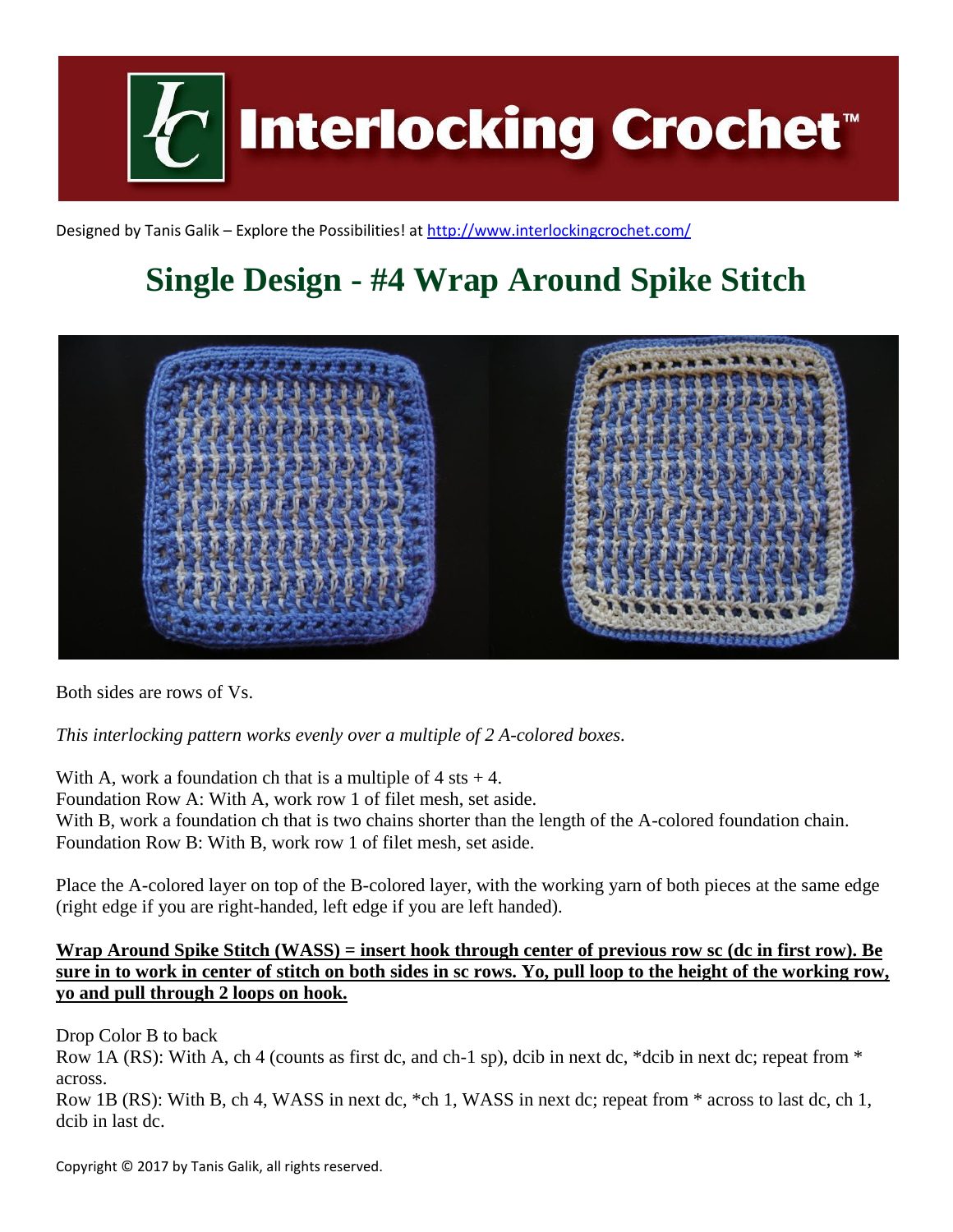Designed by Tanis Galik – Explore the Possibilities! at http://www.interlockingcrochet.com/

# Single Design - #4 Wrap Around Spike Stitch

Both sides are rows of Vs.

*This interlocking pattern works evenly over a multiple of 2 A-colored boxes.*

With A, work a foundation ch that is a multiple of 4 sts + 4.
Foundation Row A: With A, work row 1 of filet mesh, set aside.
With B, work a foundation ch that is two chains shorter than the length of the A-colored foundation chain.
Foundation Row B: With B, work row 1 of filet mesh, set aside.

Place the A-colored layer on top of the B-colored layer, with the working yarn of both pieces at the same edge (right edge if you are right-handed, left edge if you are left handed).

**Wrap Around Spike Stitch (WASS) = insert hook through center of previous row sc (dc in first row). Be sure in to work in center of stitch on both sides in sc rows. Yo, pull loop to the height of the working row, yo and pull through 2 loops on hook.**

Drop Color B to back
Row 1A (RS): With A, ch 4 (counts as first dc, and ch-1 sp), dcib in next dc, *dcib in next dc; repeat from * across.
Row 1B (RS): With B, ch 4, WASS in next dc, *ch 1, WASS in next dc; repeat from * across to last dc, ch 1, dcib in last dc.

Copyright © 2017 by Tanis Galik, all rights reserved.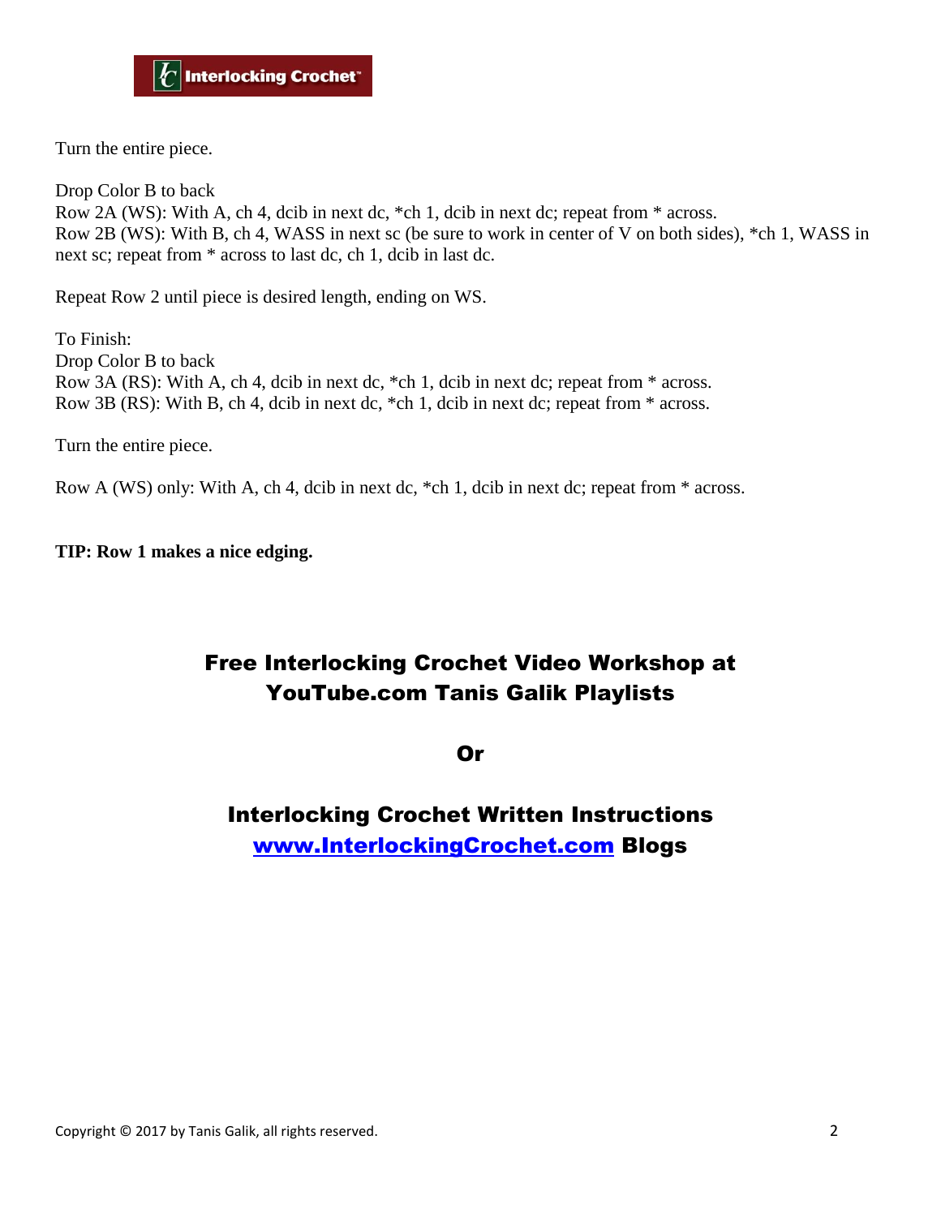Turn the entire piece.

Drop Color B to back
Row 2A (WS): With A, ch 4, dcib in next dc, *ch 1, dcib in next dc; repeat from * across.
Row 2B (WS): With B, ch 4, WASS in next sc (be sure to work in center of V on both sides), *ch 1, WASS in next sc; repeat from * across to last dc, ch 1, dcib in last dc.

Repeat Row 2 until piece is desired length, ending on WS.

To Finish:
Drop Color B to back
Row 3A (RS): With A, ch 4, dcib in next dc, *ch 1, dcib in next dc; repeat from * across.
Row 3B (RS): With B, ch 4, dcib in next dc, *ch 1, dcib in next dc; repeat from * across.

Turn the entire piece.

Row A (WS) only: With A, ch 4, dcib in next dc, *ch 1, dcib in next dc; repeat from * across.

**TIP: Row 1 makes a nice edging.**

## Free Interlocking Crochet Video Workshop at YouTube.com Tanis Galik Playlists

## Or

## Interlocking Crochet Written Instructions [www.InterlockingCrochet.com](http://www.InterlockingCrochet.com) Blogs

Copyright © 2017 by Tanis Galik, all rights reserved.